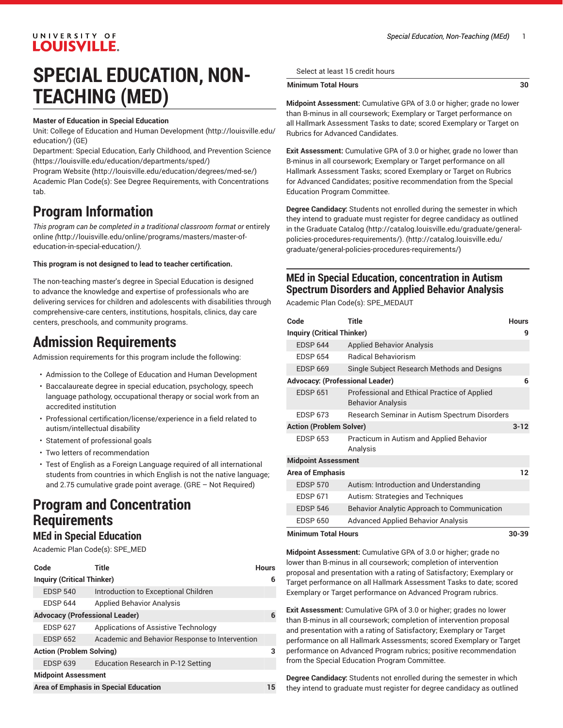# SPECIAL EDUCATION, NON-TEACHING (MED)

**Master of Education in Special Education**

Unit: College of Education and Human Development (http://louisville.edu/education/) (GE)
Department: Special Education, Early Childhood, and Prevention Science (https://louisville.edu/education/departments/sped/)
Program Website (http://louisville.edu/education/degrees/med-se/)
Academic Plan Code(s): See Degree Requirements, with Concentrations tab.

# Program Information

*This program can be completed in a traditional classroom format or* entirely online *(*http://louisville.edu/online/programs/masters/master-of-education-in-special-education/*).*

**This program is not designed to lead to teacher certification.**

The non-teaching master's degree in Special Education is designed to advance the knowledge and expertise of professionals who are delivering services for children and adolescents with disabilities through comprehensive-care centers, institutions, hospitals, clinics, day care centers, preschools, and community programs.

# Admission Requirements

Admission requirements for this program include the following:

- Admission to the College of Education and Human Development
- Baccalaureate degree in special education, psychology, speech language pathology, occupational therapy or social work from an accredited institution
- Professional certification/license/experience in a field related to autism/intellectual disability
- Statement of professional goals
- Two letters of recommendation
- Test of English as a Foreign Language required of all international students from countries in which English is not the native language; and 2.75 cumulative grade point average. (GRE – Not Required)

# Program and Concentration Requirements

## MEd in Special Education

Academic Plan Code(s): SPE_MED

| Code | Title | Hours |
|---|---|---|
| **Inquiry (Critical Thinker)** | | **6** |
| EDSP 540 | Introduction to Exceptional Children | |
| EDSP 644 | Applied Behavior Analysis | |
| **Advocacy (Professional Leader)** | | **6** |
| EDSP 627 | Applications of Assistive Technology | |
| EDSP 652 | Academic and Behavior Response to Intervention | |
| **Action (Problem Solving)** | | **3** |
| EDSP 639 | Education Research in P-12 Setting | |
| **Midpoint Assessment** | | |
| **Area of Emphasis in Special Education** | | **15** |
| Select at least 15 credit hours | | |
| **Minimum Total Hours** | | **30** |

**Midpoint Assessment:** Cumulative GPA of 3.0 or higher; grade no lower than B-minus in all coursework; Exemplary or Target performance on all Hallmark Assessment Tasks to date; scored Exemplary or Target on Rubrics for Advanced Candidates.

**Exit Assessment:** Cumulative GPA of 3.0 or higher, grade no lower than B-minus in all coursework; Exemplary or Target performance on all Hallmark Assessment Tasks; scored Exemplary or Target on Rubrics for Advanced Candidates; positive recommendation from the Special Education Program Committee.

**Degree Candidacy:** Students not enrolled during the semester in which they intend to graduate must register for degree candidacy as outlined in the Graduate Catalog (http://catalog.louisville.edu/graduate/general-policies-procedures-requirements/). (http://catalog.louisville.edu/graduate/general-policies-procedures-requirements/)

## MEd in Special Education, concentration in Autism Spectrum Disorders and Applied Behavior Analysis

Academic Plan Code(s): SPE_MEDAUT

| Code | Title | Hours |
|---|---|---|
| **Inquiry (Critical Thinker)** | | **9** |
| EDSP 644 | Applied Behavior Analysis | |
| EDSP 654 | Radical Behaviorism | |
| EDSP 669 | Single Subject Research Methods and Designs | |
| **Advocacy: (Professional Leader)** | | **6** |
| EDSP 651 | Professional and Ethical Practice of Applied Behavior Analysis | |
| EDSP 673 | Research Seminar in Autism Spectrum Disorders | |
| **Action (Problem Solver)** | | **3-12** |
| EDSP 653 | Practicum in Autism and Applied Behavior Analysis | |
| **Midpoint Assessment** | | |
| **Area of Emphasis** | | **12** |
| EDSP 570 | Autism: Introduction and Understanding | |
| EDSP 671 | Autism: Strategies and Techniques | |
| EDSP 546 | Behavior Analytic Approach to Communication | |
| EDSP 650 | Advanced Applied Behavior Analysis | |
| **Minimum Total Hours** | | **30-39** |

**Midpoint Assessment:** Cumulative GPA of 3.0 or higher; grade no lower than B-minus in all coursework; completion of intervention proposal and presentation with a rating of Satisfactory; Exemplary or Target performance on all Hallmark Assessment Tasks to date; scored Exemplary or Target performance on Advanced Program rubrics.

**Exit Assessment:** Cumulative GPA of 3.0 or higher; grades no lower than B-minus in all coursework; completion of intervention proposal and presentation with a rating of Satisfactory; Exemplary or Target performance on all Hallmark Assessments; scored Exemplary or Target performance on Advanced Program rubrics; positive recommendation from the Special Education Program Committee.

**Degree Candidacy:** Students not enrolled during the semester in which they intend to graduate must register for degree candidacy as outlined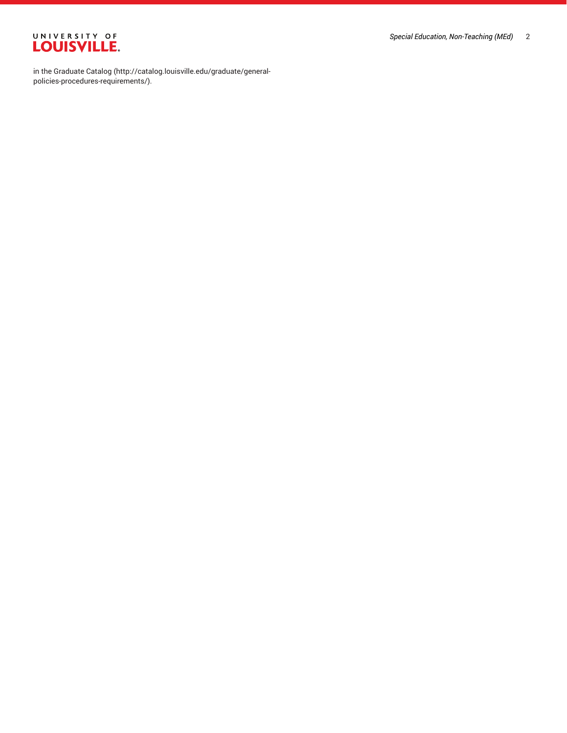in the Graduate Catalog (http://catalog.louisville.edu/graduate/general-policies-procedures-requirements/).